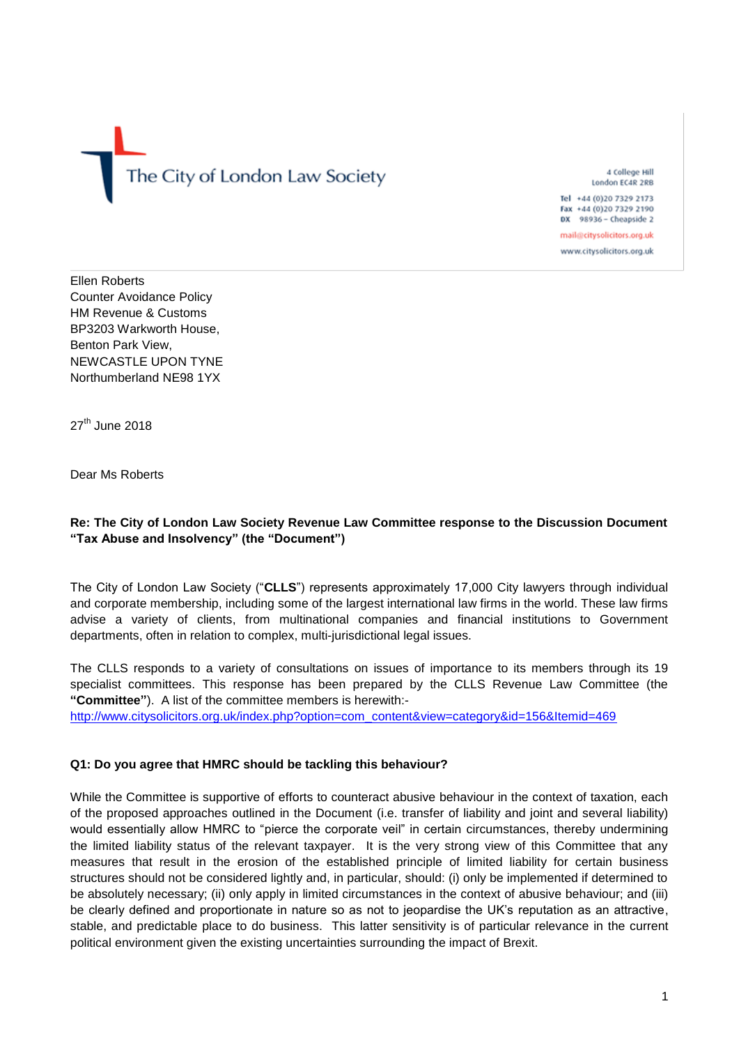The City of London Law Society

4 College Hill
London EC4R 2RB

Tel +44 (0)20 7329 2173
Fax +44 (0)20 7329 2190
DX 98936 – Cheapside 2

mail@citysolicitors.org.uk

www.citysolicitors.org.uk

Ellen Roberts
Counter Avoidance Policy
HM Revenue & Customs
BP3203 Warkworth House,
Benton Park View,
NEWCASTLE UPON TYNE
Northumberland NE98 1YX

27th June 2018

Dear Ms Roberts

**Re: The City of London Law Society Revenue Law Committee response to the Discussion Document "Tax Abuse and Insolvency" (the "Document")**

The City of London Law Society ("**CLLS**") represents approximately 17,000 City lawyers through individual and corporate membership, including some of the largest international law firms in the world. These law firms advise a variety of clients, from multinational companies and financial institutions to Government departments, often in relation to complex, multi-jurisdictional legal issues.

The CLLS responds to a variety of consultations on issues of importance to its members through its 19 specialist committees. This response has been prepared by the CLLS Revenue Law Committee (the **"Committee"**). A list of the committee members is herewith:-
http://www.citysolicitors.org.uk/index.php?option=com_content&view=category&id=156&Itemid=469

**Q1: Do you agree that HMRC should be tackling this behaviour?**

While the Committee is supportive of efforts to counteract abusive behaviour in the context of taxation, each of the proposed approaches outlined in the Document (i.e. transfer of liability and joint and several liability) would essentially allow HMRC to "pierce the corporate veil" in certain circumstances, thereby undermining the limited liability status of the relevant taxpayer. It is the very strong view of this Committee that any measures that result in the erosion of the established principle of limited liability for certain business structures should not be considered lightly and, in particular, should: (i) only be implemented if determined to be absolutely necessary; (ii) only apply in limited circumstances in the context of abusive behaviour; and (iii) be clearly defined and proportionate in nature so as not to jeopardise the UK's reputation as an attractive, stable, and predictable place to do business. This latter sensitivity is of particular relevance in the current political environment given the existing uncertainties surrounding the impact of Brexit.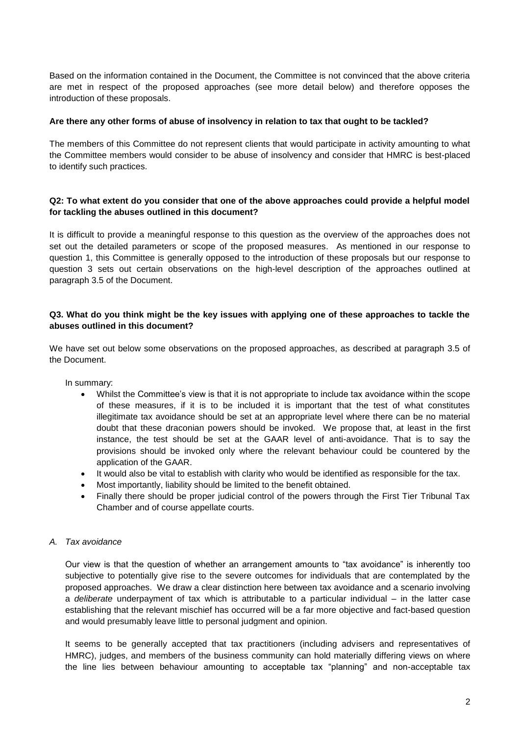Based on the information contained in the Document, the Committee is not convinced that the above criteria are met in respect of the proposed approaches (see more detail below) and therefore opposes the introduction of these proposals.

**Are there any other forms of abuse of insolvency in relation to tax that ought to be tackled?**

The members of this Committee do not represent clients that would participate in activity amounting to what the Committee members would consider to be abuse of insolvency and consider that HMRC is best-placed to identify such practices.

**Q2: To what extent do you consider that one of the above approaches could provide a helpful model for tackling the abuses outlined in this document?**

It is difficult to provide a meaningful response to this question as the overview of the approaches does not set out the detailed parameters or scope of the proposed measures. As mentioned in our response to question 1, this Committee is generally opposed to the introduction of these proposals but our response to question 3 sets out certain observations on the high-level description of the approaches outlined at paragraph 3.5 of the Document.

**Q3. What do you think might be the key issues with applying one of these approaches to tackle the abuses outlined in this document?**

We have set out below some observations on the proposed approaches, as described at paragraph 3.5 of the Document.

In summary:

- Whilst the Committee's view is that it is not appropriate to include tax avoidance within the scope of these measures, if it is to be included it is important that the test of what constitutes illegitimate tax avoidance should be set at an appropriate level where there can be no material doubt that these draconian powers should be invoked. We propose that, at least in the first instance, the test should be set at the GAAR level of anti-avoidance. That is to say the provisions should be invoked only where the relevant behaviour could be countered by the application of the GAAR.
- It would also be vital to establish with clarity who would be identified as responsible for the tax.
- Most importantly, liability should be limited to the benefit obtained.
- Finally there should be proper judicial control of the powers through the First Tier Tribunal Tax Chamber and of course appellate courts.

*A. Tax avoidance*

Our view is that the question of whether an arrangement amounts to "tax avoidance" is inherently too subjective to potentially give rise to the severe outcomes for individuals that are contemplated by the proposed approaches. We draw a clear distinction here between tax avoidance and a scenario involving a *deliberate* underpayment of tax which is attributable to a particular individual – in the latter case establishing that the relevant mischief has occurred will be a far more objective and fact-based question and would presumably leave little to personal judgment and opinion.

It seems to be generally accepted that tax practitioners (including advisers and representatives of HMRC), judges, and members of the business community can hold materially differing views on where the line lies between behaviour amounting to acceptable tax "planning" and non-acceptable tax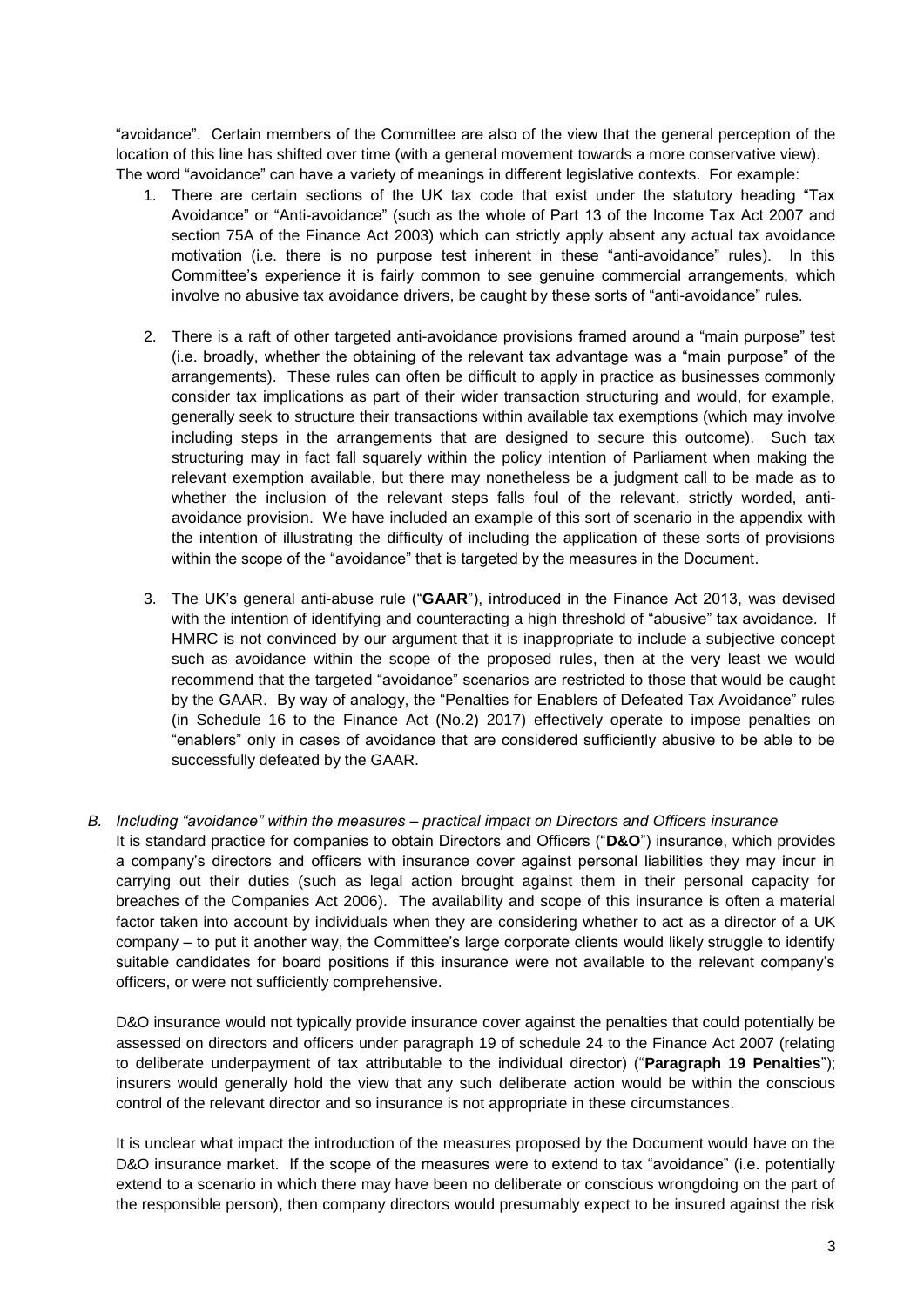"avoidance". Certain members of the Committee are also of the view that the general perception of the location of this line has shifted over time (with a general movement towards a more conservative view). The word "avoidance" can have a variety of meanings in different legislative contexts. For example:

1. There are certain sections of the UK tax code that exist under the statutory heading "Tax Avoidance" or "Anti-avoidance" (such as the whole of Part 13 of the Income Tax Act 2007 and section 75A of the Finance Act 2003) which can strictly apply absent any actual tax avoidance motivation (i.e. there is no purpose test inherent in these "anti-avoidance" rules). In this Committee's experience it is fairly common to see genuine commercial arrangements, which involve no abusive tax avoidance drivers, be caught by these sorts of "anti-avoidance" rules.

2. There is a raft of other targeted anti-avoidance provisions framed around a "main purpose" test (i.e. broadly, whether the obtaining of the relevant tax advantage was a "main purpose" of the arrangements). These rules can often be difficult to apply in practice as businesses commonly consider tax implications as part of their wider transaction structuring and would, for example, generally seek to structure their transactions within available tax exemptions (which may involve including steps in the arrangements that are designed to secure this outcome). Such tax structuring may in fact fall squarely within the policy intention of Parliament when making the relevant exemption available, but there may nonetheless be a judgment call to be made as to whether the inclusion of the relevant steps falls foul of the relevant, strictly worded, anti-avoidance provision. We have included an example of this sort of scenario in the appendix with the intention of illustrating the difficulty of including the application of these sorts of provisions within the scope of the "avoidance" that is targeted by the measures in the Document.

3. The UK's general anti-abuse rule ("**GAAR**"), introduced in the Finance Act 2013, was devised with the intention of identifying and counteracting a high threshold of "abusive" tax avoidance. If HMRC is not convinced by our argument that it is inappropriate to include a subjective concept such as avoidance within the scope of the proposed rules, then at the very least we would recommend that the targeted "avoidance" scenarios are restricted to those that would be caught by the GAAR. By way of analogy, the "Penalties for Enablers of Defeated Tax Avoidance" rules (in Schedule 16 to the Finance Act (No.2) 2017) effectively operate to impose penalties on "enablers" only in cases of avoidance that are considered sufficiently abusive to be able to be successfully defeated by the GAAR.

*B. Including "avoidance" within the measures – practical impact on Directors and Officers insurance*

It is standard practice for companies to obtain Directors and Officers ("**D&O**") insurance, which provides a company's directors and officers with insurance cover against personal liabilities they may incur in carrying out their duties (such as legal action brought against them in their personal capacity for breaches of the Companies Act 2006). The availability and scope of this insurance is often a material factor taken into account by individuals when they are considering whether to act as a director of a UK company – to put it another way, the Committee's large corporate clients would likely struggle to identify suitable candidates for board positions if this insurance were not available to the relevant company's officers, or were not sufficiently comprehensive.

D&O insurance would not typically provide insurance cover against the penalties that could potentially be assessed on directors and officers under paragraph 19 of schedule 24 to the Finance Act 2007 (relating to deliberate underpayment of tax attributable to the individual director) ("**Paragraph 19 Penalties**"); insurers would generally hold the view that any such deliberate action would be within the conscious control of the relevant director and so insurance is not appropriate in these circumstances.

It is unclear what impact the introduction of the measures proposed by the Document would have on the D&O insurance market. If the scope of the measures were to extend to tax "avoidance" (i.e. potentially extend to a scenario in which there may have been no deliberate or conscious wrongdoing on the part of the responsible person), then company directors would presumably expect to be insured against the risk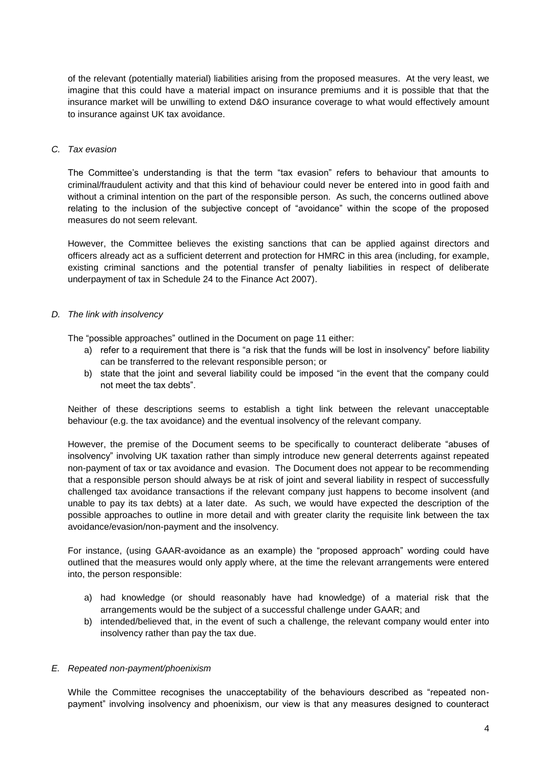of the relevant (potentially material) liabilities arising from the proposed measures. At the very least, we imagine that this could have a material impact on insurance premiums and it is possible that that the insurance market will be unwilling to extend D&O insurance coverage to what would effectively amount to insurance against UK tax avoidance.

*C. Tax evasion*

The Committee's understanding is that the term "tax evasion" refers to behaviour that amounts to criminal/fraudulent activity and that this kind of behaviour could never be entered into in good faith and without a criminal intention on the part of the responsible person. As such, the concerns outlined above relating to the inclusion of the subjective concept of "avoidance" within the scope of the proposed measures do not seem relevant.

However, the Committee believes the existing sanctions that can be applied against directors and officers already act as a sufficient deterrent and protection for HMRC in this area (including, for example, existing criminal sanctions and the potential transfer of penalty liabilities in respect of deliberate underpayment of tax in Schedule 24 to the Finance Act 2007).

*D. The link with insolvency*

The "possible approaches" outlined in the Document on page 11 either:

a) refer to a requirement that there is "a risk that the funds will be lost in insolvency" before liability can be transferred to the relevant responsible person; or
b) state that the joint and several liability could be imposed "in the event that the company could not meet the tax debts".

Neither of these descriptions seems to establish a tight link between the relevant unacceptable behaviour (e.g. the tax avoidance) and the eventual insolvency of the relevant company.

However, the premise of the Document seems to be specifically to counteract deliberate "abuses of insolvency" involving UK taxation rather than simply introduce new general deterrents against repeated non-payment of tax or tax avoidance and evasion. The Document does not appear to be recommending that a responsible person should always be at risk of joint and several liability in respect of successfully challenged tax avoidance transactions if the relevant company just happens to become insolvent (and unable to pay its tax debts) at a later date. As such, we would have expected the description of the possible approaches to outline in more detail and with greater clarity the requisite link between the tax avoidance/evasion/non-payment and the insolvency.

For instance, (using GAAR-avoidance as an example) the "proposed approach" wording could have outlined that the measures would only apply where, at the time the relevant arrangements were entered into, the person responsible:

a) had knowledge (or should reasonably have had knowledge) of a material risk that the arrangements would be the subject of a successful challenge under GAAR; and
b) intended/believed that, in the event of such a challenge, the relevant company would enter into insolvency rather than pay the tax due.

*E. Repeated non-payment/phoenixism*

While the Committee recognises the unacceptability of the behaviours described as "repeated non-payment" involving insolvency and phoenixism, our view is that any measures designed to counteract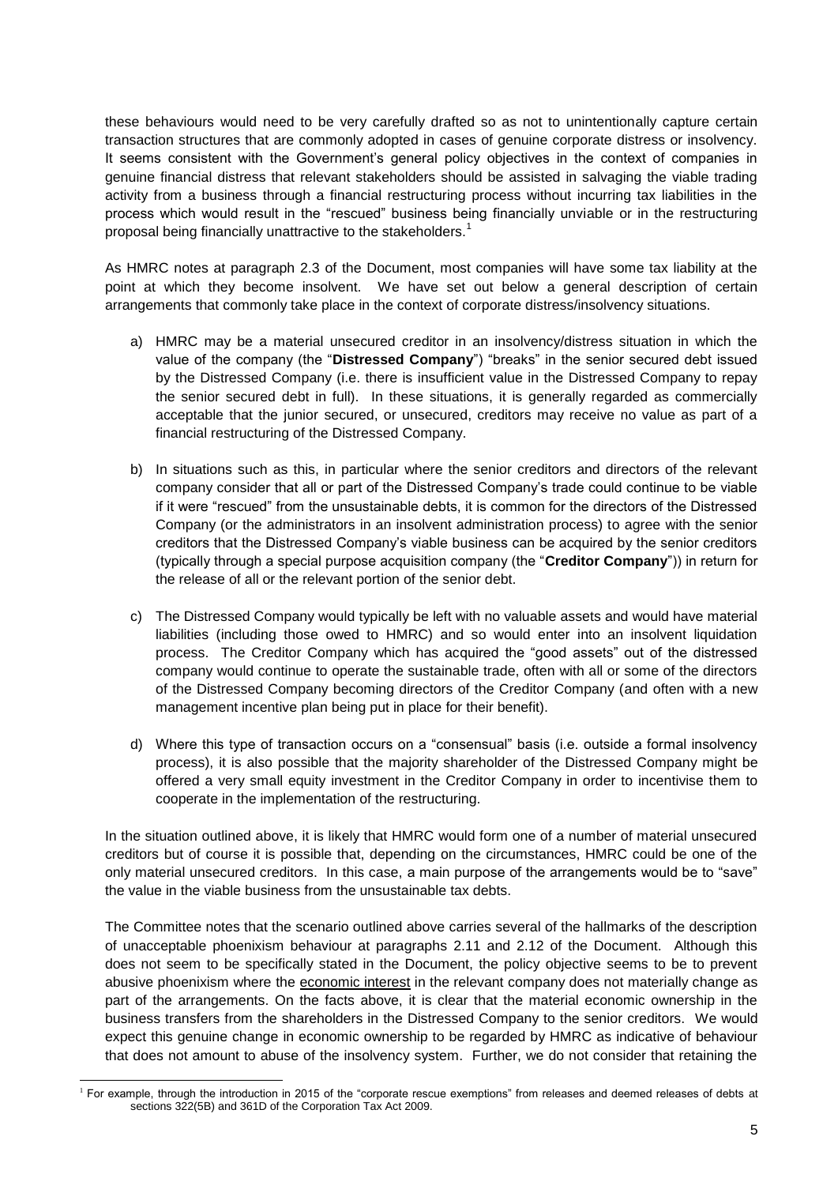these behaviours would need to be very carefully drafted so as not to unintentionally capture certain transaction structures that are commonly adopted in cases of genuine corporate distress or insolvency. It seems consistent with the Government's general policy objectives in the context of companies in genuine financial distress that relevant stakeholders should be assisted in salvaging the viable trading activity from a business through a financial restructuring process without incurring tax liabilities in the process which would result in the "rescued" business being financially unviable or in the restructuring proposal being financially unattractive to the stakeholders.[1]

As HMRC notes at paragraph 2.3 of the Document, most companies will have some tax liability at the point at which they become insolvent. We have set out below a general description of certain arrangements that commonly take place in the context of corporate distress/insolvency situations.

a) HMRC may be a material unsecured creditor in an insolvency/distress situation in which the value of the company (the "**Distressed Company**") "breaks" in the senior secured debt issued by the Distressed Company (i.e. there is insufficient value in the Distressed Company to repay the senior secured debt in full). In these situations, it is generally regarded as commercially acceptable that the junior secured, or unsecured, creditors may receive no value as part of a financial restructuring of the Distressed Company.

b) In situations such as this, in particular where the senior creditors and directors of the relevant company consider that all or part of the Distressed Company's trade could continue to be viable if it were "rescued" from the unsustainable debts, it is common for the directors of the Distressed Company (or the administrators in an insolvent administration process) to agree with the senior creditors that the Distressed Company's viable business can be acquired by the senior creditors (typically through a special purpose acquisition company (the "**Creditor Company**")) in return for the release of all or the relevant portion of the senior debt.

c) The Distressed Company would typically be left with no valuable assets and would have material liabilities (including those owed to HMRC) and so would enter into an insolvent liquidation process. The Creditor Company which has acquired the "good assets" out of the distressed company would continue to operate the sustainable trade, often with all or some of the directors of the Distressed Company becoming directors of the Creditor Company (and often with a new management incentive plan being put in place for their benefit).

d) Where this type of transaction occurs on a "consensual" basis (i.e. outside a formal insolvency process), it is also possible that the majority shareholder of the Distressed Company might be offered a very small equity investment in the Creditor Company in order to incentivise them to cooperate in the implementation of the restructuring.

In the situation outlined above, it is likely that HMRC would form one of a number of material unsecured creditors but of course it is possible that, depending on the circumstances, HMRC could be one of the only material unsecured creditors. In this case, a main purpose of the arrangements would be to "save" the value in the viable business from the unsustainable tax debts.

The Committee notes that the scenario outlined above carries several of the hallmarks of the description of unacceptable phoenixism behaviour at paragraphs 2.11 and 2.12 of the Document. Although this does not seem to be specifically stated in the Document, the policy objective seems to be to prevent abusive phoenixism where the economic interest in the relevant company does not materially change as part of the arrangements. On the facts above, it is clear that the material economic ownership in the business transfers from the shareholders in the Distressed Company to the senior creditors. We would expect this genuine change in economic ownership to be regarded by HMRC as indicative of behaviour that does not amount to abuse of the insolvency system. Further, we do not consider that retaining the

[1] For example, through the introduction in 2015 of the "corporate rescue exemptions" from releases and deemed releases of debts at sections 322(5B) and 361D of the Corporation Tax Act 2009.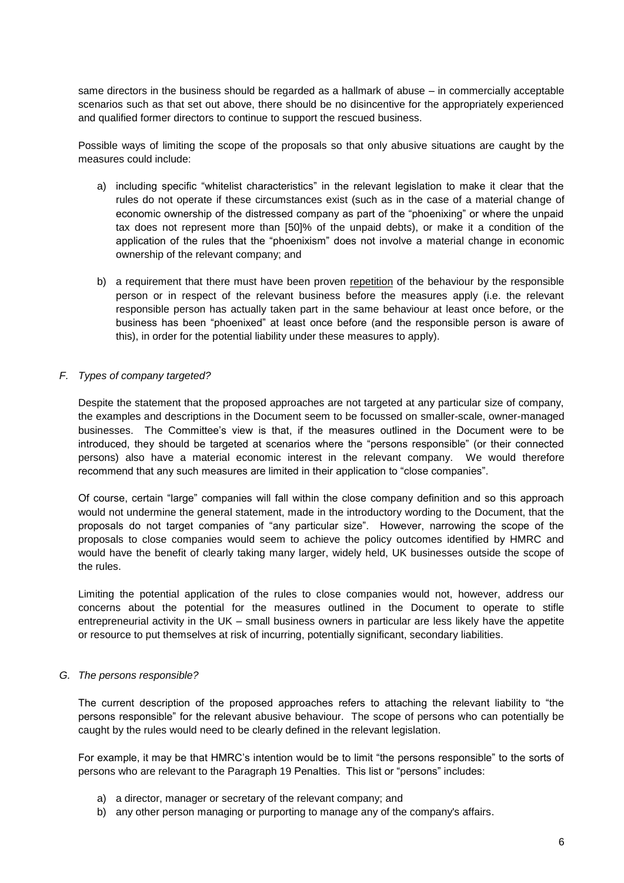same directors in the business should be regarded as a hallmark of abuse – in commercially acceptable scenarios such as that set out above, there should be no disincentive for the appropriately experienced and qualified former directors to continue to support the rescued business.

Possible ways of limiting the scope of the proposals so that only abusive situations are caught by the measures could include:

a) including specific "whitelist characteristics" in the relevant legislation to make it clear that the rules do not operate if these circumstances exist (such as in the case of a material change of economic ownership of the distressed company as part of the "phoenixing" or where the unpaid tax does not represent more than [50]% of the unpaid debts), or make it a condition of the application of the rules that the "phoenixism" does not involve a material change in economic ownership of the relevant company; and

b) a requirement that there must have been proven <u>repetition</u> of the behaviour by the responsible person or in respect of the relevant business before the measures apply (i.e. the relevant responsible person has actually taken part in the same behaviour at least once before, or the business has been "phoenixed" at least once before (and the responsible person is aware of this), in order for the potential liability under these measures to apply).

### *F. Types of company targeted?*

Despite the statement that the proposed approaches are not targeted at any particular size of company, the examples and descriptions in the Document seem to be focussed on smaller-scale, owner-managed businesses. The Committee's view is that, if the measures outlined in the Document were to be introduced, they should be targeted at scenarios where the "persons responsible" (or their connected persons) also have a material economic interest in the relevant company. We would therefore recommend that any such measures are limited in their application to "close companies".

Of course, certain "large" companies will fall within the close company definition and so this approach would not undermine the general statement, made in the introductory wording to the Document, that the proposals do not target companies of "any particular size". However, narrowing the scope of the proposals to close companies would seem to achieve the policy outcomes identified by HMRC and would have the benefit of clearly taking many larger, widely held, UK businesses outside the scope of the rules.

Limiting the potential application of the rules to close companies would not, however, address our concerns about the potential for the measures outlined in the Document to operate to stifle entrepreneurial activity in the UK – small business owners in particular are less likely have the appetite or resource to put themselves at risk of incurring, potentially significant, secondary liabilities.

### *G. The persons responsible?*

The current description of the proposed approaches refers to attaching the relevant liability to "the persons responsible" for the relevant abusive behaviour. The scope of persons who can potentially be caught by the rules would need to be clearly defined in the relevant legislation.

For example, it may be that HMRC's intention would be to limit "the persons responsible" to the sorts of persons who are relevant to the Paragraph 19 Penalties. This list or "persons" includes:

a) a director, manager or secretary of the relevant company; and
b) any other person managing or purporting to manage any of the company's affairs.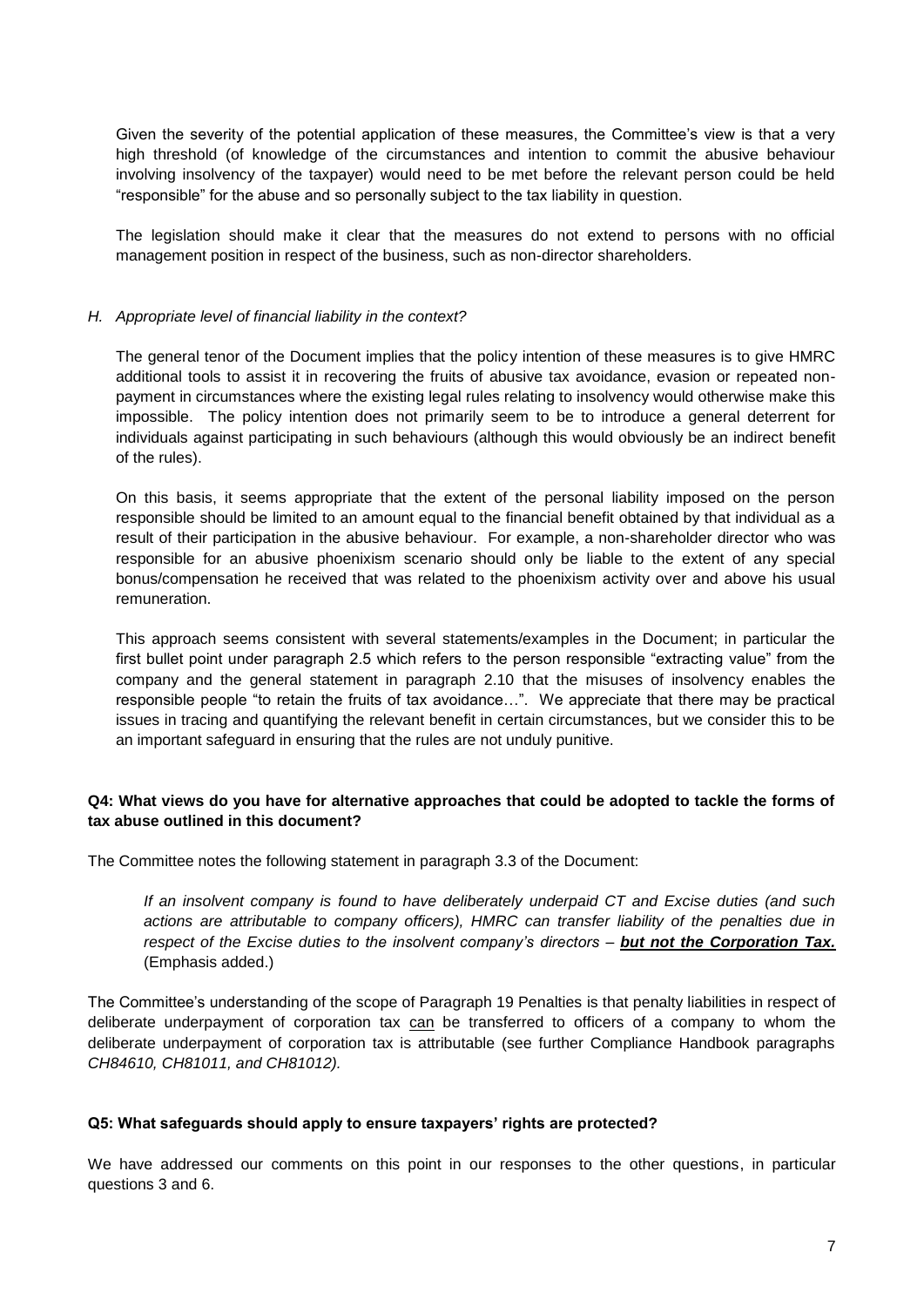Given the severity of the potential application of these measures, the Committee's view is that a very high threshold (of knowledge of the circumstances and intention to commit the abusive behaviour involving insolvency of the taxpayer) would need to be met before the relevant person could be held "responsible" for the abuse and so personally subject to the tax liability in question.

The legislation should make it clear that the measures do not extend to persons with no official management position in respect of the business, such as non-director shareholders.

*H. Appropriate level of financial liability in the context?*

The general tenor of the Document implies that the policy intention of these measures is to give HMRC additional tools to assist it in recovering the fruits of abusive tax avoidance, evasion or repeated non-payment in circumstances where the existing legal rules relating to insolvency would otherwise make this impossible. The policy intention does not primarily seem to be to introduce a general deterrent for individuals against participating in such behaviours (although this would obviously be an indirect benefit of the rules).

On this basis, it seems appropriate that the extent of the personal liability imposed on the person responsible should be limited to an amount equal to the financial benefit obtained by that individual as a result of their participation in the abusive behaviour. For example, a non-shareholder director who was responsible for an abusive phoenixism scenario should only be liable to the extent of any special bonus/compensation he received that was related to the phoenixism activity over and above his usual remuneration.

This approach seems consistent with several statements/examples in the Document; in particular the first bullet point under paragraph 2.5 which refers to the person responsible "extracting value" from the company and the general statement in paragraph 2.10 that the misuses of insolvency enables the responsible people "to retain the fruits of tax avoidance…". We appreciate that there may be practical issues in tracing and quantifying the relevant benefit in certain circumstances, but we consider this to be an important safeguard in ensuring that the rules are not unduly punitive.

**Q4: What views do you have for alternative approaches that could be adopted to tackle the forms of tax abuse outlined in this document?**

The Committee notes the following statement in paragraph 3.3 of the Document:

> *If an insolvent company is found to have deliberately underpaid CT and Excise duties (and such actions are attributable to company officers), HMRC can transfer liability of the penalties due in respect of the Excise duties to the insolvent company's directors –* ***but not the Corporation Tax.*** (Emphasis added.)

The Committee's understanding of the scope of Paragraph 19 Penalties is that penalty liabilities in respect of deliberate underpayment of corporation tax can be transferred to officers of a company to whom the deliberate underpayment of corporation tax is attributable (see further Compliance Handbook paragraphs *CH84610, CH81011, and CH81012).*

**Q5: What safeguards should apply to ensure taxpayers' rights are protected?**

We have addressed our comments on this point in our responses to the other questions, in particular questions 3 and 6.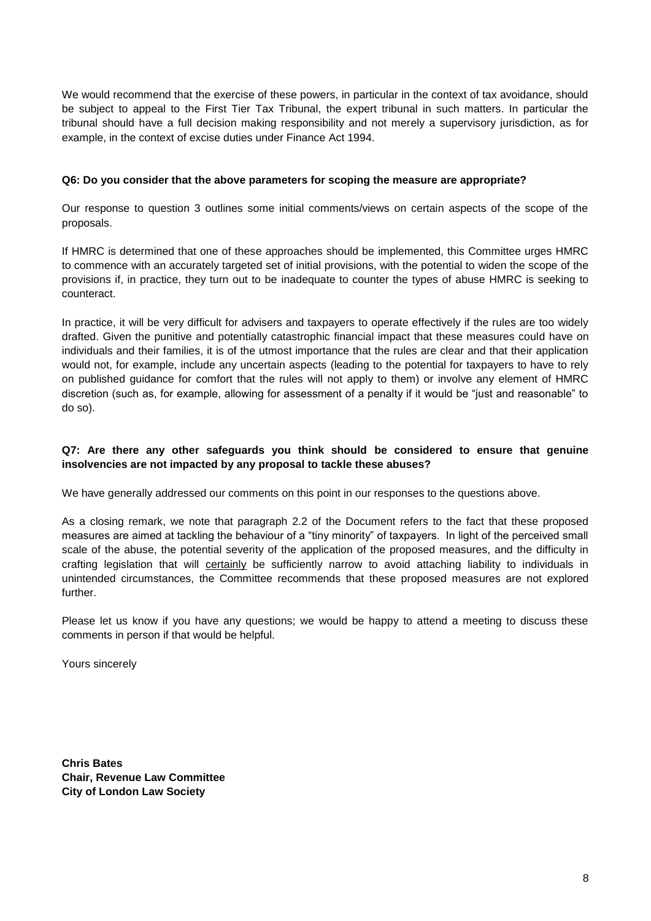We would recommend that the exercise of these powers, in particular in the context of tax avoidance, should be subject to appeal to the First Tier Tax Tribunal, the expert tribunal in such matters. In particular the tribunal should have a full decision making responsibility and not merely a supervisory jurisdiction, as for example, in the context of excise duties under Finance Act 1994.

**Q6: Do you consider that the above parameters for scoping the measure are appropriate?**

Our response to question 3 outlines some initial comments/views on certain aspects of the scope of the proposals.

If HMRC is determined that one of these approaches should be implemented, this Committee urges HMRC to commence with an accurately targeted set of initial provisions, with the potential to widen the scope of the provisions if, in practice, they turn out to be inadequate to counter the types of abuse HMRC is seeking to counteract.

In practice, it will be very difficult for advisers and taxpayers to operate effectively if the rules are too widely drafted. Given the punitive and potentially catastrophic financial impact that these measures could have on individuals and their families, it is of the utmost importance that the rules are clear and that their application would not, for example, include any uncertain aspects (leading to the potential for taxpayers to have to rely on published guidance for comfort that the rules will not apply to them) or involve any element of HMRC discretion (such as, for example, allowing for assessment of a penalty if it would be "just and reasonable" to do so).

**Q7: Are there any other safeguards you think should be considered to ensure that genuine insolvencies are not impacted by any proposal to tackle these abuses?**

We have generally addressed our comments on this point in our responses to the questions above.

As a closing remark, we note that paragraph 2.2 of the Document refers to the fact that these proposed measures are aimed at tackling the behaviour of a "tiny minority" of taxpayers. In light of the perceived small scale of the abuse, the potential severity of the application of the proposed measures, and the difficulty in crafting legislation that will <u>certainly</u> be sufficiently narrow to avoid attaching liability to individuals in unintended circumstances, the Committee recommends that these proposed measures are not explored further.

Please let us know if you have any questions; we would be happy to attend a meeting to discuss these comments in person if that would be helpful.

Yours sincerely

**Chris Bates**
**Chair, Revenue Law Committee**
**City of London Law Society**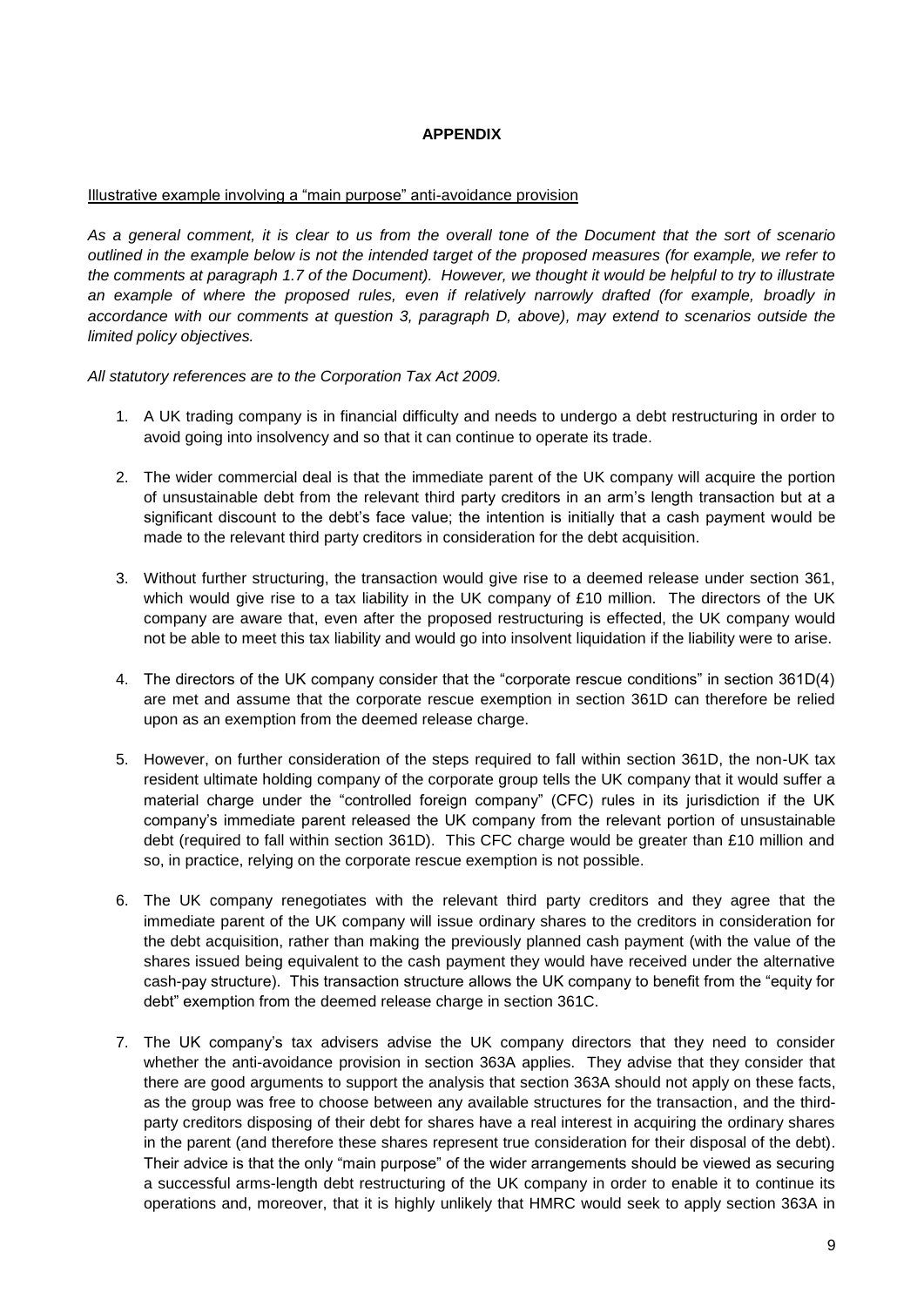**APPENDIX**

Illustrative example involving a "main purpose" anti-avoidance provision

*As a general comment, it is clear to us from the overall tone of the Document that the sort of scenario outlined in the example below is not the intended target of the proposed measures (for example, we refer to the comments at paragraph 1.7 of the Document). However, we thought it would be helpful to try to illustrate an example of where the proposed rules, even if relatively narrowly drafted (for example, broadly in accordance with our comments at question 3, paragraph D, above), may extend to scenarios outside the limited policy objectives.*

*All statutory references are to the Corporation Tax Act 2009.*

1. A UK trading company is in financial difficulty and needs to undergo a debt restructuring in order to avoid going into insolvency and so that it can continue to operate its trade.

2. The wider commercial deal is that the immediate parent of the UK company will acquire the portion of unsustainable debt from the relevant third party creditors in an arm's length transaction but at a significant discount to the debt's face value; the intention is initially that a cash payment would be made to the relevant third party creditors in consideration for the debt acquisition.

3. Without further structuring, the transaction would give rise to a deemed release under section 361, which would give rise to a tax liability in the UK company of £10 million. The directors of the UK company are aware that, even after the proposed restructuring is effected, the UK company would not be able to meet this tax liability and would go into insolvent liquidation if the liability were to arise.

4. The directors of the UK company consider that the "corporate rescue conditions" in section 361D(4) are met and assume that the corporate rescue exemption in section 361D can therefore be relied upon as an exemption from the deemed release charge.

5. However, on further consideration of the steps required to fall within section 361D, the non-UK tax resident ultimate holding company of the corporate group tells the UK company that it would suffer a material charge under the "controlled foreign company" (CFC) rules in its jurisdiction if the UK company's immediate parent released the UK company from the relevant portion of unsustainable debt (required to fall within section 361D). This CFC charge would be greater than £10 million and so, in practice, relying on the corporate rescue exemption is not possible.

6. The UK company renegotiates with the relevant third party creditors and they agree that the immediate parent of the UK company will issue ordinary shares to the creditors in consideration for the debt acquisition, rather than making the previously planned cash payment (with the value of the shares issued being equivalent to the cash payment they would have received under the alternative cash-pay structure). This transaction structure allows the UK company to benefit from the "equity for debt" exemption from the deemed release charge in section 361C.

7. The UK company's tax advisers advise the UK company directors that they need to consider whether the anti-avoidance provision in section 363A applies. They advise that they consider that there are good arguments to support the analysis that section 363A should not apply on these facts, as the group was free to choose between any available structures for the transaction, and the third-party creditors disposing of their debt for shares have a real interest in acquiring the ordinary shares in the parent (and therefore these shares represent true consideration for their disposal of the debt). Their advice is that the only "main purpose" of the wider arrangements should be viewed as securing a successful arms-length debt restructuring of the UK company in order to enable it to continue its operations and, moreover, that it is highly unlikely that HMRC would seek to apply section 363A in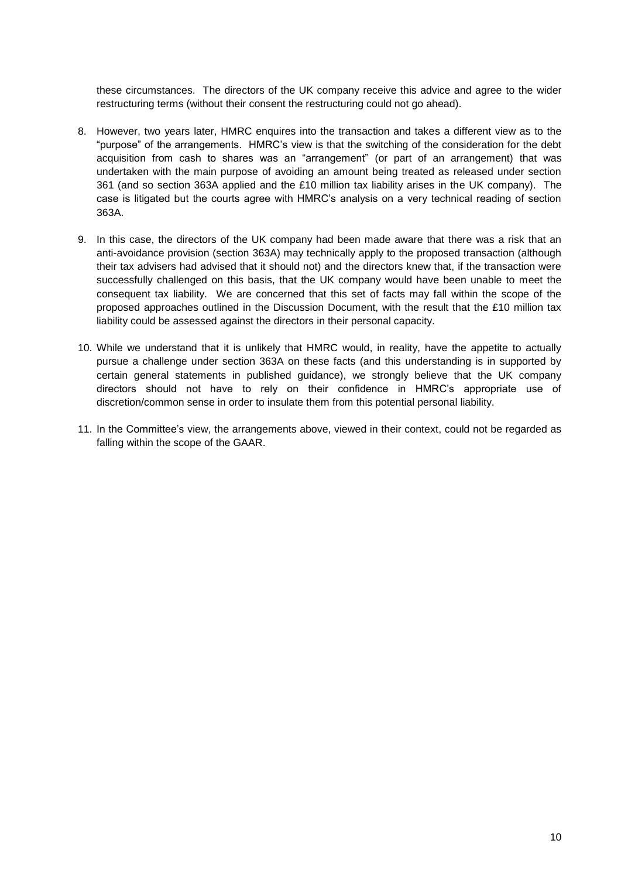these circumstances. The directors of the UK company receive this advice and agree to the wider restructuring terms (without their consent the restructuring could not go ahead).

8. However, two years later, HMRC enquires into the transaction and takes a different view as to the "purpose" of the arrangements. HMRC's view is that the switching of the consideration for the debt acquisition from cash to shares was an "arrangement" (or part of an arrangement) that was undertaken with the main purpose of avoiding an amount being treated as released under section 361 (and so section 363A applied and the £10 million tax liability arises in the UK company). The case is litigated but the courts agree with HMRC's analysis on a very technical reading of section 363A.

9. In this case, the directors of the UK company had been made aware that there was a risk that an anti-avoidance provision (section 363A) may technically apply to the proposed transaction (although their tax advisers had advised that it should not) and the directors knew that, if the transaction were successfully challenged on this basis, that the UK company would have been unable to meet the consequent tax liability. We are concerned that this set of facts may fall within the scope of the proposed approaches outlined in the Discussion Document, with the result that the £10 million tax liability could be assessed against the directors in their personal capacity.

10. While we understand that it is unlikely that HMRC would, in reality, have the appetite to actually pursue a challenge under section 363A on these facts (and this understanding is in supported by certain general statements in published guidance), we strongly believe that the UK company directors should not have to rely on their confidence in HMRC's appropriate use of discretion/common sense in order to insulate them from this potential personal liability.

11. In the Committee's view, the arrangements above, viewed in their context, could not be regarded as falling within the scope of the GAAR.